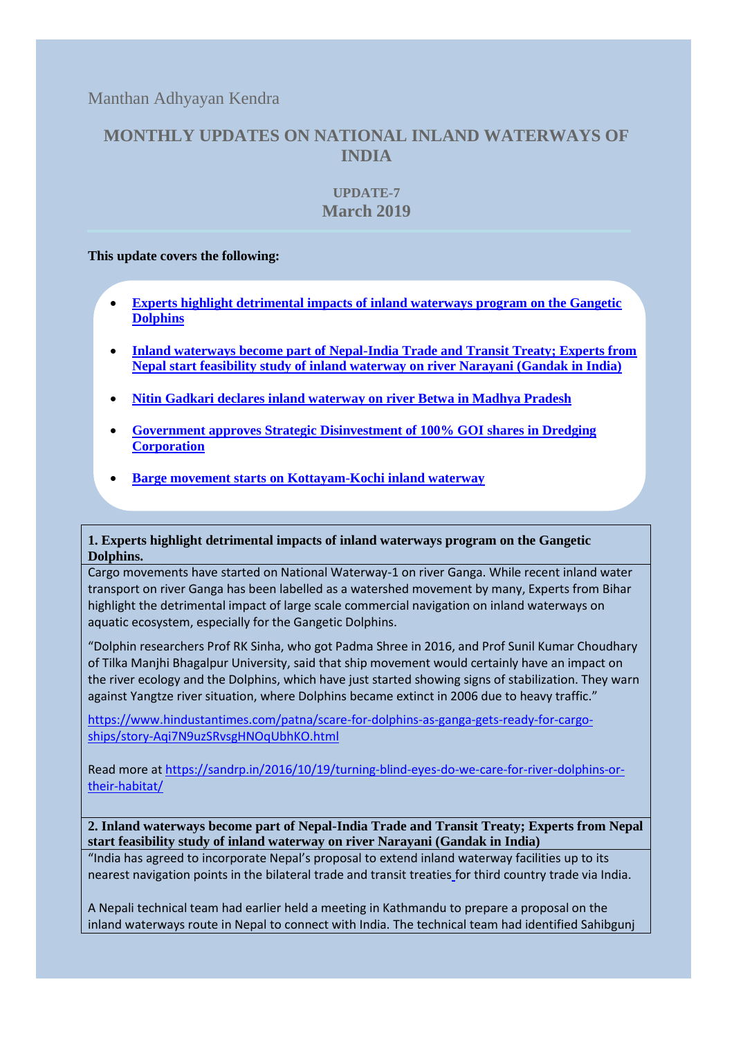Manthan Adhyayan Kendra

# MONTHLY UPDATES ON NATIONAL INLAND WATERWAYS OF INDIA

## UPDATE-7
## March 2019

**This update covers the following:**

- **Experts highlight detrimental impacts of inland waterways program on the Gangetic Dolphins**
- **Inland waterways become part of Nepal-India Trade and Transit Treaty; Experts from Nepal start feasibility study of inland waterway on river Narayani (Gandak in India)**
- **Nitin Gadkari declares inland waterway on river Betwa in Madhya Pradesh**
- **Government approves Strategic Disinvestment of 100% GOI shares in Dredging Corporation**
- **Barge movement starts on Kottayam-Kochi inland waterway**

### 1. Experts highlight detrimental impacts of inland waterways program on the Gangetic Dolphins.

Cargo movements have started on National Waterway-1 on river Ganga. While recent inland water transport on river Ganga has been labelled as a watershed movement by many, Experts from Bihar highlight the detrimental impact of large scale commercial navigation on inland waterways on aquatic ecosystem, especially for the Gangetic Dolphins.

"Dolphin researchers Prof RK Sinha, who got Padma Shree in 2016, and Prof Sunil Kumar Choudhary of Tilka Manjhi Bhagalpur University, said that ship movement would certainly have an impact on the river ecology and the Dolphins, which have just started showing signs of stabilization. They warn against Yangtze river situation, where Dolphins became extinct in 2006 due to heavy traffic."

https://www.hindustantimes.com/patna/scare-for-dolphins-as-ganga-gets-ready-for-cargo-ships/story-Aqi7N9uzSRvsgHNOqUbhKO.html

Read more at https://sandrp.in/2016/10/19/turning-blind-eyes-do-we-care-for-river-dolphins-or-their-habitat/

### 2. Inland waterways become part of Nepal-India Trade and Transit Treaty; Experts from Nepal start feasibility study of inland waterway on river Narayani (Gandak in India)

"India has agreed to incorporate Nepal's proposal to extend inland waterway facilities up to its nearest navigation points in the bilateral trade and transit treaties for third country trade via India.

A Nepali technical team had earlier held a meeting in Kathmandu to prepare a proposal on the inland waterways route in Nepal to connect with India. The technical team had identified Sahibgunj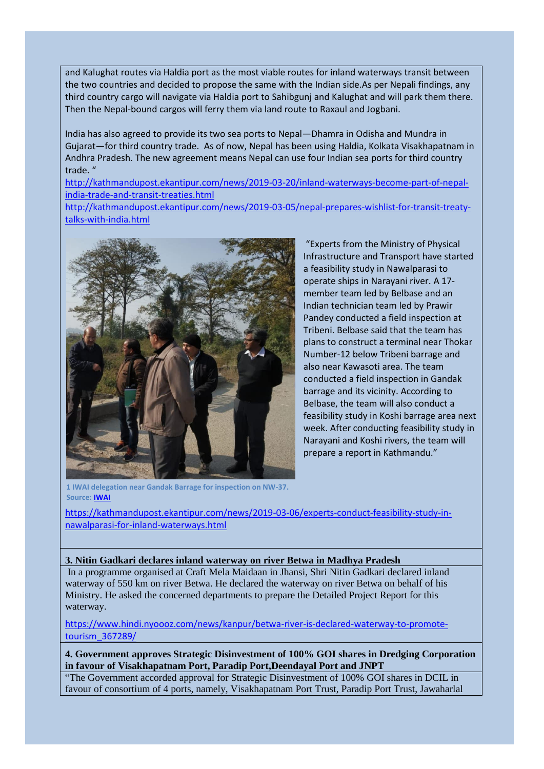and Kalughat routes via Haldia port as the most viable routes for inland waterways transit between the two countries and decided to propose the same with the Indian side.As per Nepali findings, any third country cargo will navigate via Haldia port to Sahibgunj and Kalughat and will park them there. Then the Nepal-bound cargos will ferry them via land route to Raxaul and Jogbani.

India has also agreed to provide its two sea ports to Nepal—Dhamra in Odisha and Mundra in Gujarat—for third country trade. As of now, Nepal has been using Haldia, Kolkata Visakhapatnam in Andhra Pradesh. The new agreement means Nepal can use four Indian sea ports for third country trade. "

http://kathmandupost.ekantipur.com/news/2019-03-20/inland-waterways-become-part-of-nepal-india-trade-and-transit-treaties.html

http://kathmandupost.ekantipur.com/news/2019-03-05/nepal-prepares-wishlist-for-transit-treaty-talks-with-india.html

"Experts from the Ministry of Physical Infrastructure and Transport have started a feasibility study in Nawalparasi to operate ships in Narayani river. A 17-member team led by Belbase and an Indian technician team led by Prawir Pandey conducted a field inspection at Tribeni. Belbase said that the team has plans to construct a terminal near Thokar Number-12 below Tribeni barrage and also near Kawasoti area. The team conducted a field inspection in Gandak barrage and its vicinity. According to Belbase, the team will also conduct a feasibility study in Koshi barrage area next week. After conducting feasibility study in Narayani and Koshi rivers, the team will prepare a report in Kathmandu."

1 IWAI delegation near Gandak Barrage for inspection on NW-37. Source: **IWAI**

https://kathmandupost.ekantipur.com/news/2019-03-06/experts-conduct-feasibility-study-in-nawalparasi-for-inland-waterways.html

**3. Nitin Gadkari declares inland waterway on river Betwa in Madhya Pradesh**

In a programme organised at Craft Mela Maidaan in Jhansi, Shri Nitin Gadkari declared inland waterway of 550 km on river Betwa. He declared the waterway on river Betwa on behalf of his Ministry. He asked the concerned departments to prepare the Detailed Project Report for this waterway.

https://www.hindi.nyoooz.com/news/kanpur/betwa-river-is-declared-waterway-to-promote-tourism_367289/

**4. Government approves Strategic Disinvestment of 100% GOI shares in Dredging Corporation in favour of Visakhapatnam Port, Paradip Port,Deendayal Port and JNPT**

"The Government accorded approval for Strategic Disinvestment of 100% GOI shares in DCIL in favour of consortium of 4 ports, namely, Visakhapatnam Port Trust, Paradip Port Trust, Jawaharlal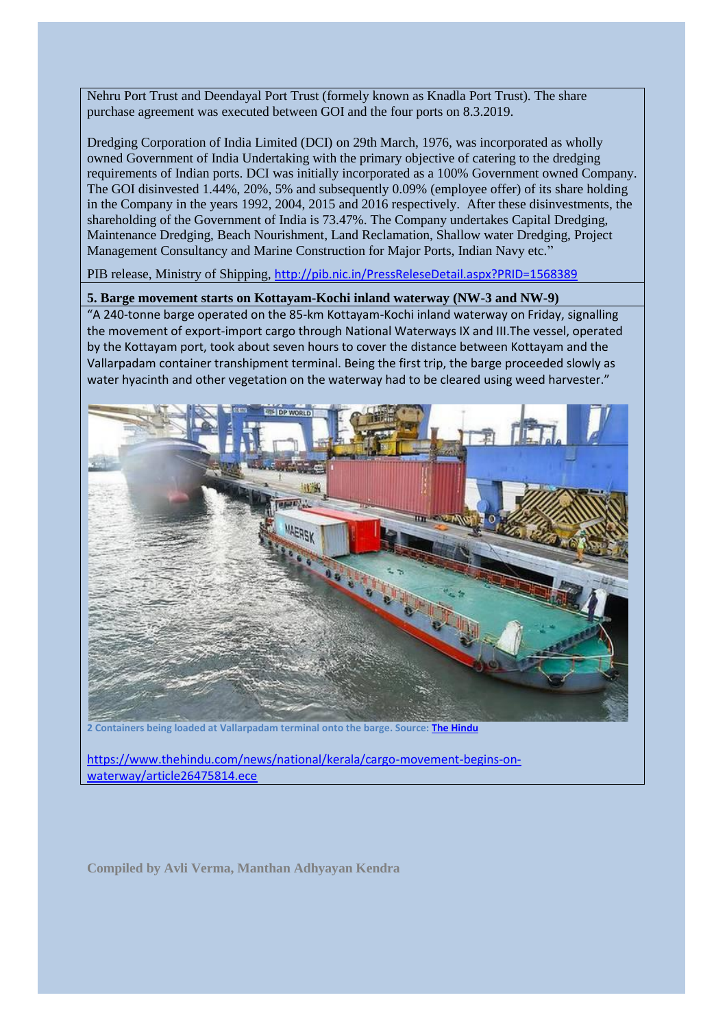Nehru Port Trust and Deendayal Port Trust (formely known as Knadla Port Trust). The share purchase agreement was executed between GOI and the four ports on 8.3.2019.

Dredging Corporation of India Limited (DCI) on 29th March, 1976, was incorporated as wholly owned Government of India Undertaking with the primary objective of catering to the dredging requirements of Indian ports. DCI was initially incorporated as a 100% Government owned Company. The GOI disinvested 1.44%, 20%, 5% and subsequently 0.09% (employee offer) of its share holding in the Company in the years 1992, 2004, 2015 and 2016 respectively. After these disinvestments, the shareholding of the Government of India is 73.47%. The Company undertakes Capital Dredging, Maintenance Dredging, Beach Nourishment, Land Reclamation, Shallow water Dredging, Project Management Consultancy and Marine Construction for Major Ports, Indian Navy etc."

PIB release, Ministry of Shipping, http://pib.nic.in/PressReleseDetail.aspx?PRID=1568389

**5. Barge movement starts on Kottayam-Kochi inland waterway (NW-3 and NW-9)**

"A 240-tonne barge operated on the 85-km Kottayam-Kochi inland waterway on Friday, signalling the movement of export-import cargo through National Waterways IX and III.The vessel, operated by the Kottayam port, took about seven hours to cover the distance between Kottayam and the Vallarpadam container transhipment terminal. Being the first trip, the barge proceeded slowly as water hyacinth and other vegetation on the waterway had to be cleared using weed harvester."

2 Containers being loaded at Vallarpadam terminal onto the barge. Source: **The Hindu**

https://www.thehindu.com/news/national/kerala/cargo-movement-begins-on-waterway/article26475814.ece

**Compiled by Avli Verma, Manthan Adhyayan Kendra**